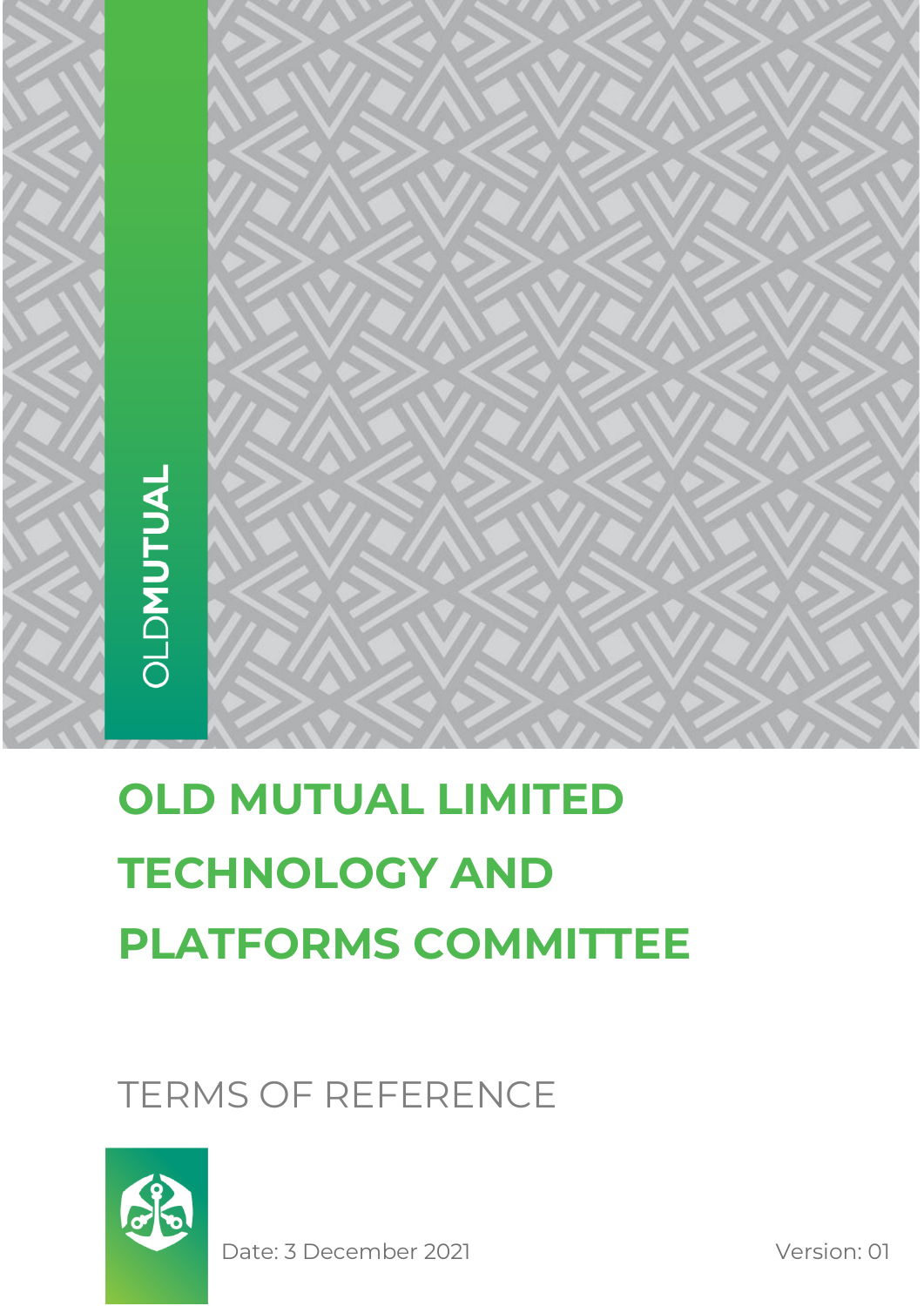OLDMUTUAL

# OLD MUTUAL LIMITED TECHNOLOGY AND PLATFORMS COMMITTEE

## TERMS OF REFERENCE

Date: 3 December 2021

Version: 01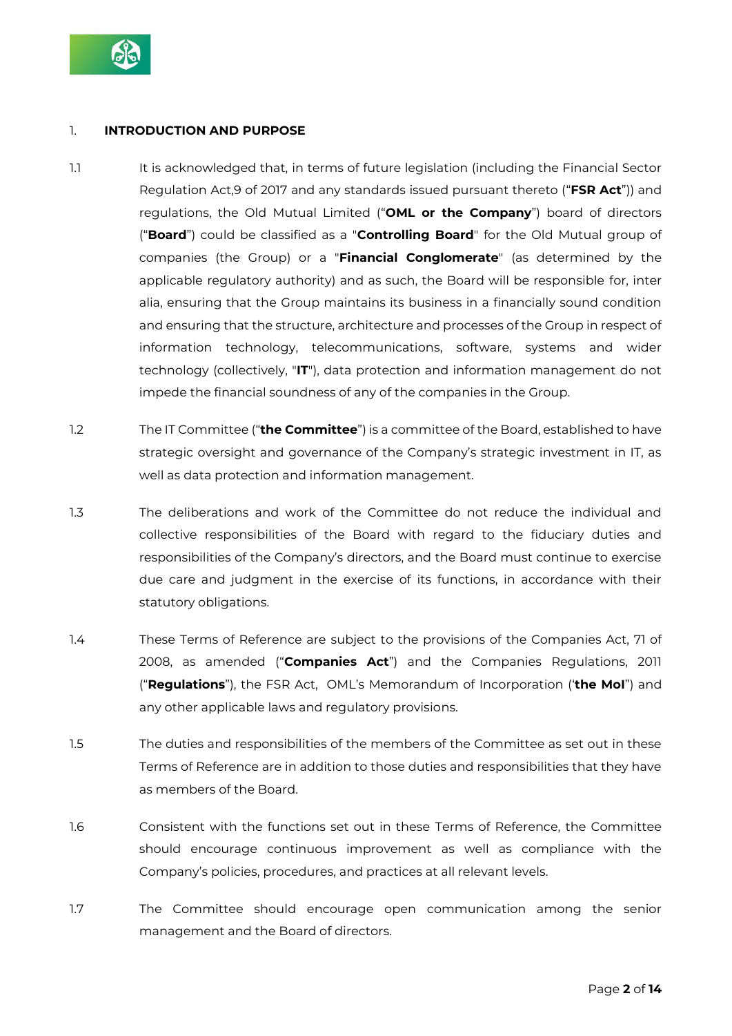## 1. INTRODUCTION AND PURPOSE

1.1 It is acknowledged that, in terms of future legislation (including the Financial Sector Regulation Act,9 of 2017 and any standards issued pursuant thereto ("**FSR Act**")) and regulations, the Old Mutual Limited ("**OML or the Company**") board of directors ("**Board**") could be classified as a "**Controlling Board**" for the Old Mutual group of companies (the Group) or a "**Financial Conglomerate**" (as determined by the applicable regulatory authority) and as such, the Board will be responsible for, inter alia, ensuring that the Group maintains its business in a financially sound condition and ensuring that the structure, architecture and processes of the Group in respect of information technology, telecommunications, software, systems and wider technology (collectively, "**IT**"), data protection and information management do not impede the financial soundness of any of the companies in the Group.

1.2 The IT Committee ("**the Committee**") is a committee of the Board, established to have strategic oversight and governance of the Company's strategic investment in IT, as well as data protection and information management.

1.3 The deliberations and work of the Committee do not reduce the individual and collective responsibilities of the Board with regard to the fiduciary duties and responsibilities of the Company's directors, and the Board must continue to exercise due care and judgment in the exercise of its functions, in accordance with their statutory obligations.

1.4 These Terms of Reference are subject to the provisions of the Companies Act, 71 of 2008, as amended ("**Companies Act**") and the Companies Regulations, 2011 ("**Regulations**"), the FSR Act, OML's Memorandum of Incorporation ('**the MoI**") and any other applicable laws and regulatory provisions.

1.5 The duties and responsibilities of the members of the Committee as set out in these Terms of Reference are in addition to those duties and responsibilities that they have as members of the Board.

1.6 Consistent with the functions set out in these Terms of Reference, the Committee should encourage continuous improvement as well as compliance with the Company's policies, procedures, and practices at all relevant levels.

1.7 The Committee should encourage open communication among the senior management and the Board of directors.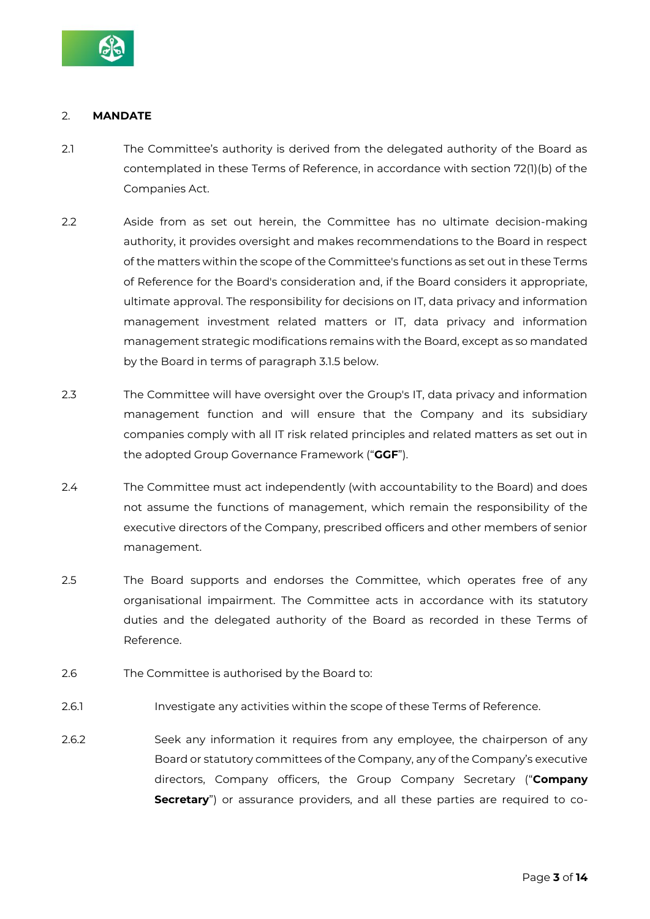## 2. MANDATE

2.1 The Committee's authority is derived from the delegated authority of the Board as contemplated in these Terms of Reference, in accordance with section 72(1)(b) of the Companies Act.

2.2 Aside from as set out herein, the Committee has no ultimate decision-making authority, it provides oversight and makes recommendations to the Board in respect of the matters within the scope of the Committee's functions as set out in these Terms of Reference for the Board's consideration and, if the Board considers it appropriate, ultimate approval. The responsibility for decisions on IT, data privacy and information management investment related matters or IT, data privacy and information management strategic modifications remains with the Board, except as so mandated by the Board in terms of paragraph 3.1.5 below.

2.3 The Committee will have oversight over the Group's IT, data privacy and information management function and will ensure that the Company and its subsidiary companies comply with all IT risk related principles and related matters as set out in the adopted Group Governance Framework ("**GGF**").

2.4 The Committee must act independently (with accountability to the Board) and does not assume the functions of management, which remain the responsibility of the executive directors of the Company, prescribed officers and other members of senior management.

2.5 The Board supports and endorses the Committee, which operates free of any organisational impairment. The Committee acts in accordance with its statutory duties and the delegated authority of the Board as recorded in these Terms of Reference.

2.6 The Committee is authorised by the Board to:

2.6.1 Investigate any activities within the scope of these Terms of Reference.

2.6.2 Seek any information it requires from any employee, the chairperson of any Board or statutory committees of the Company, any of the Company's executive directors, Company officers, the Group Company Secretary ("**Company Secretary**") or assurance providers, and all these parties are required to co-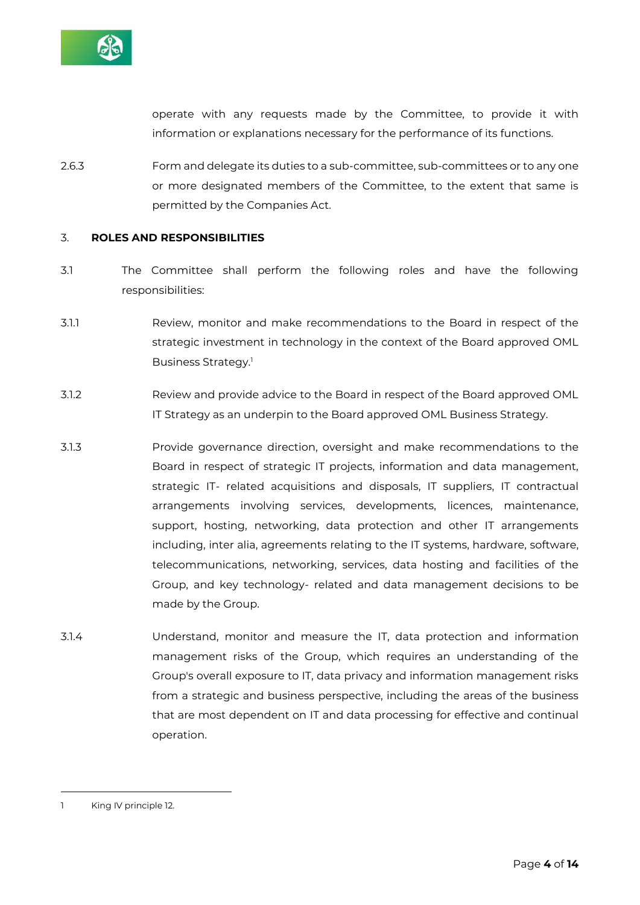operate with any requests made by the Committee, to provide it with information or explanations necessary for the performance of its functions.

2.6.3 Form and delegate its duties to a sub-committee, sub-committees or to any one or more designated members of the Committee, to the extent that same is permitted by the Companies Act.

## 3. ROLES AND RESPONSIBILITIES

3.1 The Committee shall perform the following roles and have the following responsibilities:

3.1.1 Review, monitor and make recommendations to the Board in respect of the strategic investment in technology in the context of the Board approved OML Business Strategy.[1]

3.1.2 Review and provide advice to the Board in respect of the Board approved OML IT Strategy as an underpin to the Board approved OML Business Strategy.

3.1.3 Provide governance direction, oversight and make recommendations to the Board in respect of strategic IT projects, information and data management, strategic IT- related acquisitions and disposals, IT suppliers, IT contractual arrangements involving services, developments, licences, maintenance, support, hosting, networking, data protection and other IT arrangements including, inter alia, agreements relating to the IT systems, hardware, software, telecommunications, networking, services, data hosting and facilities of the Group, and key technology- related and data management decisions to be made by the Group.

3.1.4 Understand, monitor and measure the IT, data protection and information management risks of the Group, which requires an understanding of the Group's overall exposure to IT, data privacy and information management risks from a strategic and business perspective, including the areas of the business that are most dependent on IT and data processing for effective and continual operation.

---

1 King IV principle 12.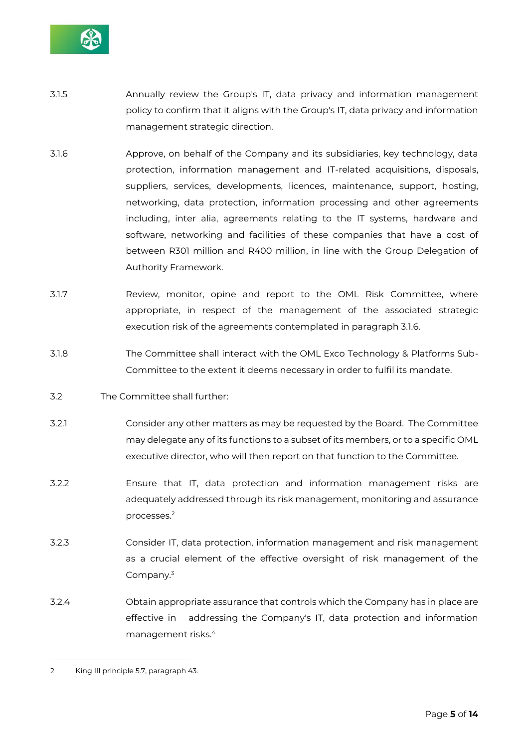3.1.5 Annually review the Group's IT, data privacy and information management policy to confirm that it aligns with the Group's IT, data privacy and information management strategic direction.

3.1.6 Approve, on behalf of the Company and its subsidiaries, key technology, data protection, information management and IT-related acquisitions, disposals, suppliers, services, developments, licences, maintenance, support, hosting, networking, data protection, information processing and other agreements including, inter alia, agreements relating to the IT systems, hardware and software, networking and facilities of these companies that have a cost of between R301 million and R400 million, in line with the Group Delegation of Authority Framework.

3.1.7 Review, monitor, opine and report to the OML Risk Committee, where appropriate, in respect of the management of the associated strategic execution risk of the agreements contemplated in paragraph 3.1.6.

3.1.8 The Committee shall interact with the OML Exco Technology & Platforms Sub-Committee to the extent it deems necessary in order to fulfil its mandate.

3.2 The Committee shall further:

3.2.1 Consider any other matters as may be requested by the Board. The Committee may delegate any of its functions to a subset of its members, or to a specific OML executive director, who will then report on that function to the Committee.

3.2.2 Ensure that IT, data protection and information management risks are adequately addressed through its risk management, monitoring and assurance processes.[2]

3.2.3 Consider IT, data protection, information management and risk management as a crucial element of the effective oversight of risk management of the Company.[3]

3.2.4 Obtain appropriate assurance that controls which the Company has in place are effective in addressing the Company's IT, data protection and information management risks.[4]

---

2 King III principle 5.7, paragraph 43.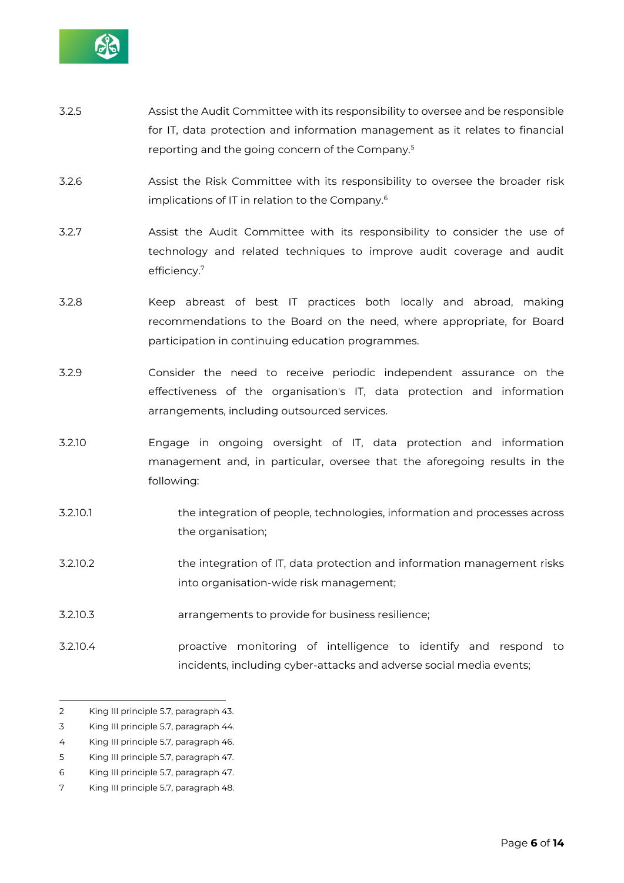3.2.5 Assist the Audit Committee with its responsibility to oversee and be responsible for IT, data protection and information management as it relates to financial reporting and the going concern of the Company.[5]

3.2.6 Assist the Risk Committee with its responsibility to oversee the broader risk implications of IT in relation to the Company.[6]

3.2.7 Assist the Audit Committee with its responsibility to consider the use of technology and related techniques to improve audit coverage and audit efficiency.[7]

3.2.8 Keep abreast of best IT practices both locally and abroad, making recommendations to the Board on the need, where appropriate, for Board participation in continuing education programmes.

3.2.9 Consider the need to receive periodic independent assurance on the effectiveness of the organisation's IT, data protection and information arrangements, including outsourced services.

3.2.10 Engage in ongoing oversight of IT, data protection and information management and, in particular, oversee that the aforegoing results in the following:

3.2.10.1 the integration of people, technologies, information and processes across the organisation;

3.2.10.2 the integration of IT, data protection and information management risks into organisation-wide risk management;

3.2.10.3 arrangements to provide for business resilience;

3.2.10.4 proactive monitoring of intelligence to identify and respond to incidents, including cyber-attacks and adverse social media events;

---

2 King III principle 5.7, paragraph 43.

3 King III principle 5.7, paragraph 44.

4 King III principle 5.7, paragraph 46.

5 King III principle 5.7, paragraph 47.

6 King III principle 5.7, paragraph 47.

7 King III principle 5.7, paragraph 48.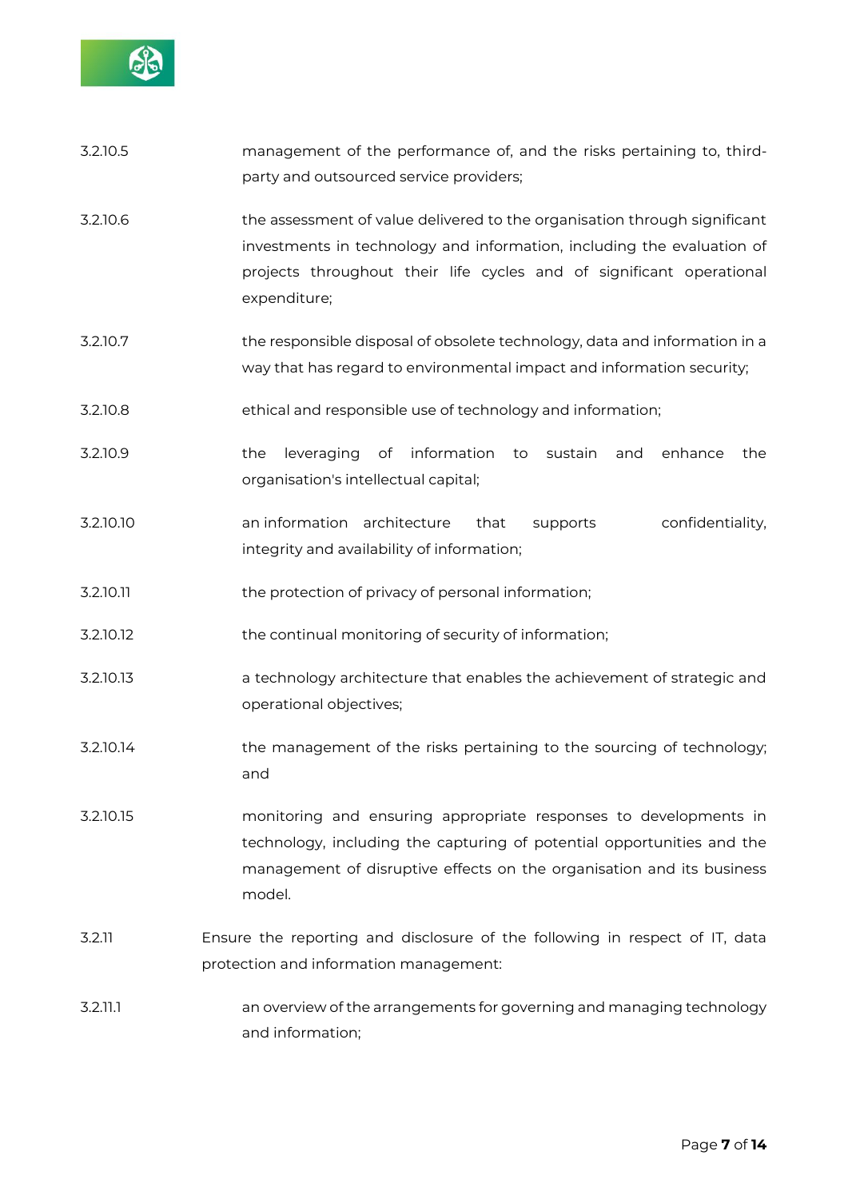3.2.10.5 management of the performance of, and the risks pertaining to, third-party and outsourced service providers;

3.2.10.6 the assessment of value delivered to the organisation through significant investments in technology and information, including the evaluation of projects throughout their life cycles and of significant operational expenditure;

3.2.10.7 the responsible disposal of obsolete technology, data and information in a way that has regard to environmental impact and information security;

3.2.10.8 ethical and responsible use of technology and information;

3.2.10.9 the leveraging of information to sustain and enhance the organisation's intellectual capital;

3.2.10.10 an information architecture that supports confidentiality, integrity and availability of information;

3.2.10.11 the protection of privacy of personal information;

3.2.10.12 the continual monitoring of security of information;

3.2.10.13 a technology architecture that enables the achievement of strategic and operational objectives;

3.2.10.14 the management of the risks pertaining to the sourcing of technology; and

3.2.10.15 monitoring and ensuring appropriate responses to developments in technology, including the capturing of potential opportunities and the management of disruptive effects on the organisation and its business model.

3.2.11 Ensure the reporting and disclosure of the following in respect of IT, data protection and information management:

3.2.11.1 an overview of the arrangements for governing and managing technology and information;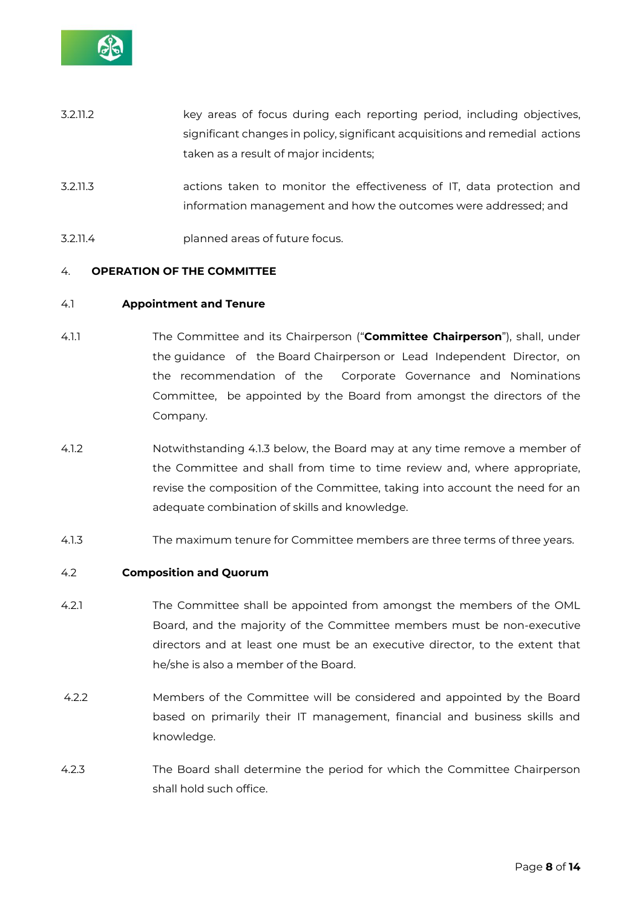3.2.11.2 key areas of focus during each reporting period, including objectives, significant changes in policy, significant acquisitions and remedial actions taken as a result of major incidents;

3.2.11.3 actions taken to monitor the effectiveness of IT, data protection and information management and how the outcomes were addressed; and

3.2.11.4 planned areas of future focus.

## 4. OPERATION OF THE COMMITTEE

### 4.1 Appointment and Tenure

4.1.1 The Committee and its Chairperson ("**Committee Chairperson**"), shall, under the guidance of the Board Chairperson or Lead Independent Director, on the recommendation of the Corporate Governance and Nominations Committee, be appointed by the Board from amongst the directors of the Company.

4.1.2 Notwithstanding 4.1.3 below, the Board may at any time remove a member of the Committee and shall from time to time review and, where appropriate, revise the composition of the Committee, taking into account the need for an adequate combination of skills and knowledge.

4.1.3 The maximum tenure for Committee members are three terms of three years.

### 4.2 Composition and Quorum

4.2.1 The Committee shall be appointed from amongst the members of the OML Board, and the majority of the Committee members must be non-executive directors and at least one must be an executive director, to the extent that he/she is also a member of the Board.

4.2.2 Members of the Committee will be considered and appointed by the Board based on primarily their IT management, financial and business skills and knowledge.

4.2.3 The Board shall determine the period for which the Committee Chairperson shall hold such office.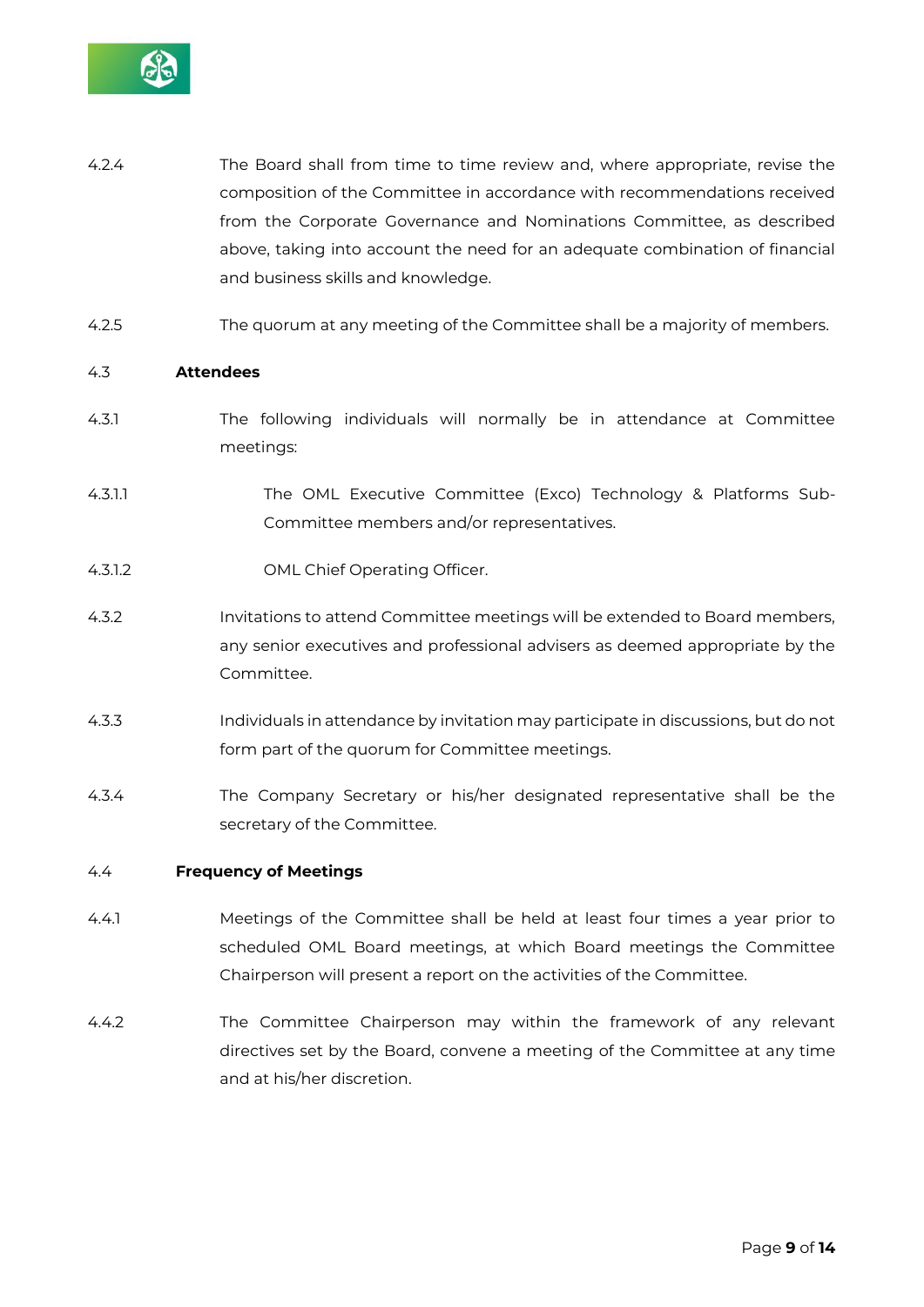4.2.4 The Board shall from time to time review and, where appropriate, revise the composition of the Committee in accordance with recommendations received from the Corporate Governance and Nominations Committee, as described above, taking into account the need for an adequate combination of financial and business skills and knowledge.

4.2.5 The quorum at any meeting of the Committee shall be a majority of members.

4.3 **Attendees**

4.3.1 The following individuals will normally be in attendance at Committee meetings:

4.3.1.1 The OML Executive Committee (Exco) Technology & Platforms Sub-Committee members and/or representatives.

4.3.1.2 OML Chief Operating Officer.

4.3.2 Invitations to attend Committee meetings will be extended to Board members, any senior executives and professional advisers as deemed appropriate by the Committee.

4.3.3 Individuals in attendance by invitation may participate in discussions, but do not form part of the quorum for Committee meetings.

4.3.4 The Company Secretary or his/her designated representative shall be the secretary of the Committee.

4.4 **Frequency of Meetings**

4.4.1 Meetings of the Committee shall be held at least four times a year prior to scheduled OML Board meetings, at which Board meetings the Committee Chairperson will present a report on the activities of the Committee.

4.4.2 The Committee Chairperson may within the framework of any relevant directives set by the Board, convene a meeting of the Committee at any time and at his/her discretion.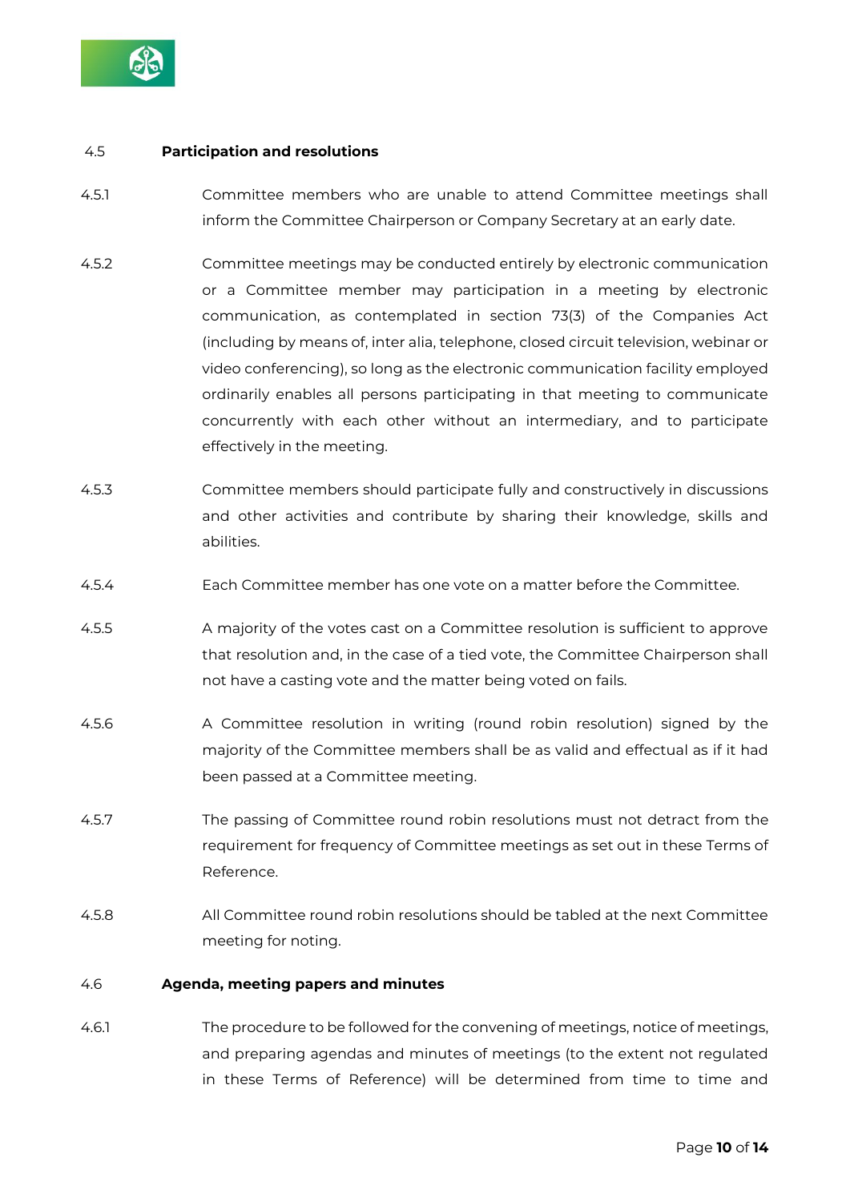### 4.5 Participation and resolutions

4.5.1 Committee members who are unable to attend Committee meetings shall inform the Committee Chairperson or Company Secretary at an early date.

4.5.2 Committee meetings may be conducted entirely by electronic communication or a Committee member may participation in a meeting by electronic communication, as contemplated in section 73(3) of the Companies Act (including by means of, inter alia, telephone, closed circuit television, webinar or video conferencing), so long as the electronic communication facility employed ordinarily enables all persons participating in that meeting to communicate concurrently with each other without an intermediary, and to participate effectively in the meeting.

4.5.3 Committee members should participate fully and constructively in discussions and other activities and contribute by sharing their knowledge, skills and abilities.

4.5.4 Each Committee member has one vote on a matter before the Committee.

4.5.5 A majority of the votes cast on a Committee resolution is sufficient to approve that resolution and, in the case of a tied vote, the Committee Chairperson shall not have a casting vote and the matter being voted on fails.

4.5.6 A Committee resolution in writing (round robin resolution) signed by the majority of the Committee members shall be as valid and effectual as if it had been passed at a Committee meeting.

4.5.7 The passing of Committee round robin resolutions must not detract from the requirement for frequency of Committee meetings as set out in these Terms of Reference.

4.5.8 All Committee round robin resolutions should be tabled at the next Committee meeting for noting.

### 4.6 Agenda, meeting papers and minutes

4.6.1 The procedure to be followed for the convening of meetings, notice of meetings, and preparing agendas and minutes of meetings (to the extent not regulated in these Terms of Reference) will be determined from time to time and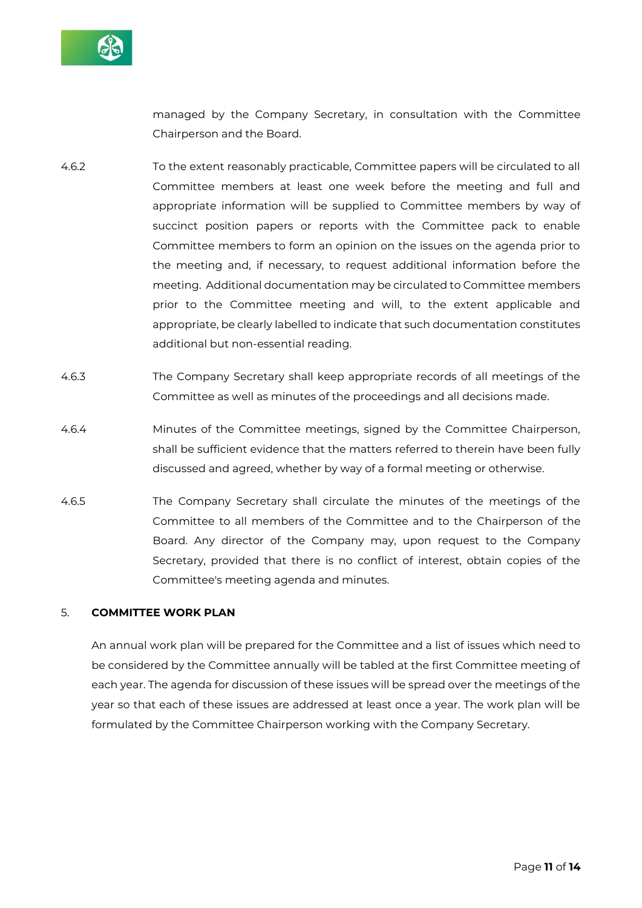managed by the Company Secretary, in consultation with the Committee Chairperson and the Board.

4.6.2 To the extent reasonably practicable, Committee papers will be circulated to all Committee members at least one week before the meeting and full and appropriate information will be supplied to Committee members by way of succinct position papers or reports with the Committee pack to enable Committee members to form an opinion on the issues on the agenda prior to the meeting and, if necessary, to request additional information before the meeting. Additional documentation may be circulated to Committee members prior to the Committee meeting and will, to the extent applicable and appropriate, be clearly labelled to indicate that such documentation constitutes additional but non-essential reading.

4.6.3 The Company Secretary shall keep appropriate records of all meetings of the Committee as well as minutes of the proceedings and all decisions made.

4.6.4 Minutes of the Committee meetings, signed by the Committee Chairperson, shall be sufficient evidence that the matters referred to therein have been fully discussed and agreed, whether by way of a formal meeting or otherwise.

4.6.5 The Company Secretary shall circulate the minutes of the meetings of the Committee to all members of the Committee and to the Chairperson of the Board. Any director of the Company may, upon request to the Company Secretary, provided that there is no conflict of interest, obtain copies of the Committee's meeting agenda and minutes.

## 5. COMMITTEE WORK PLAN

An annual work plan will be prepared for the Committee and a list of issues which need to be considered by the Committee annually will be tabled at the first Committee meeting of each year. The agenda for discussion of these issues will be spread over the meetings of the year so that each of these issues are addressed at least once a year. The work plan will be formulated by the Committee Chairperson working with the Company Secretary.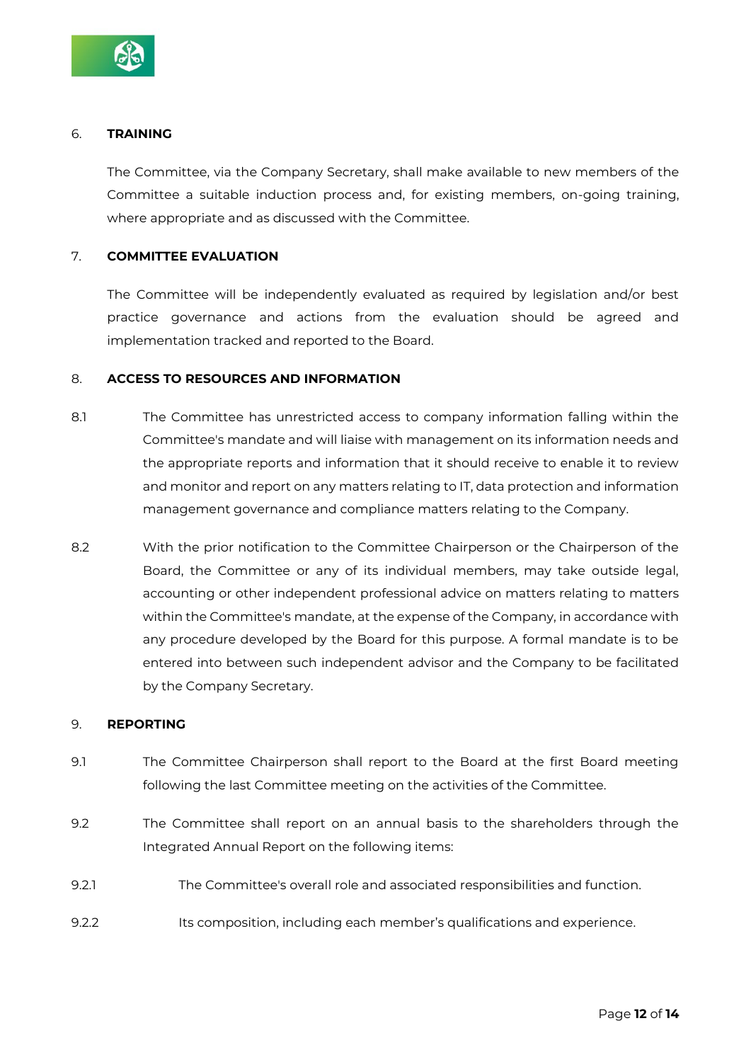## 6. TRAINING

The Committee, via the Company Secretary, shall make available to new members of the Committee a suitable induction process and, for existing members, on-going training, where appropriate and as discussed with the Committee.

## 7. COMMITTEE EVALUATION

The Committee will be independently evaluated as required by legislation and/or best practice governance and actions from the evaluation should be agreed and implementation tracked and reported to the Board.

## 8. ACCESS TO RESOURCES AND INFORMATION

8.1 The Committee has unrestricted access to company information falling within the Committee's mandate and will liaise with management on its information needs and the appropriate reports and information that it should receive to enable it to review and monitor and report on any matters relating to IT, data protection and information management governance and compliance matters relating to the Company.

8.2 With the prior notification to the Committee Chairperson or the Chairperson of the Board, the Committee or any of its individual members, may take outside legal, accounting or other independent professional advice on matters relating to matters within the Committee's mandate, at the expense of the Company, in accordance with any procedure developed by the Board for this purpose. A formal mandate is to be entered into between such independent advisor and the Company to be facilitated by the Company Secretary.

## 9. REPORTING

9.1 The Committee Chairperson shall report to the Board at the first Board meeting following the last Committee meeting on the activities of the Committee.

9.2 The Committee shall report on an annual basis to the shareholders through the Integrated Annual Report on the following items:

9.2.1 The Committee's overall role and associated responsibilities and function.

9.2.2 Its composition, including each member's qualifications and experience.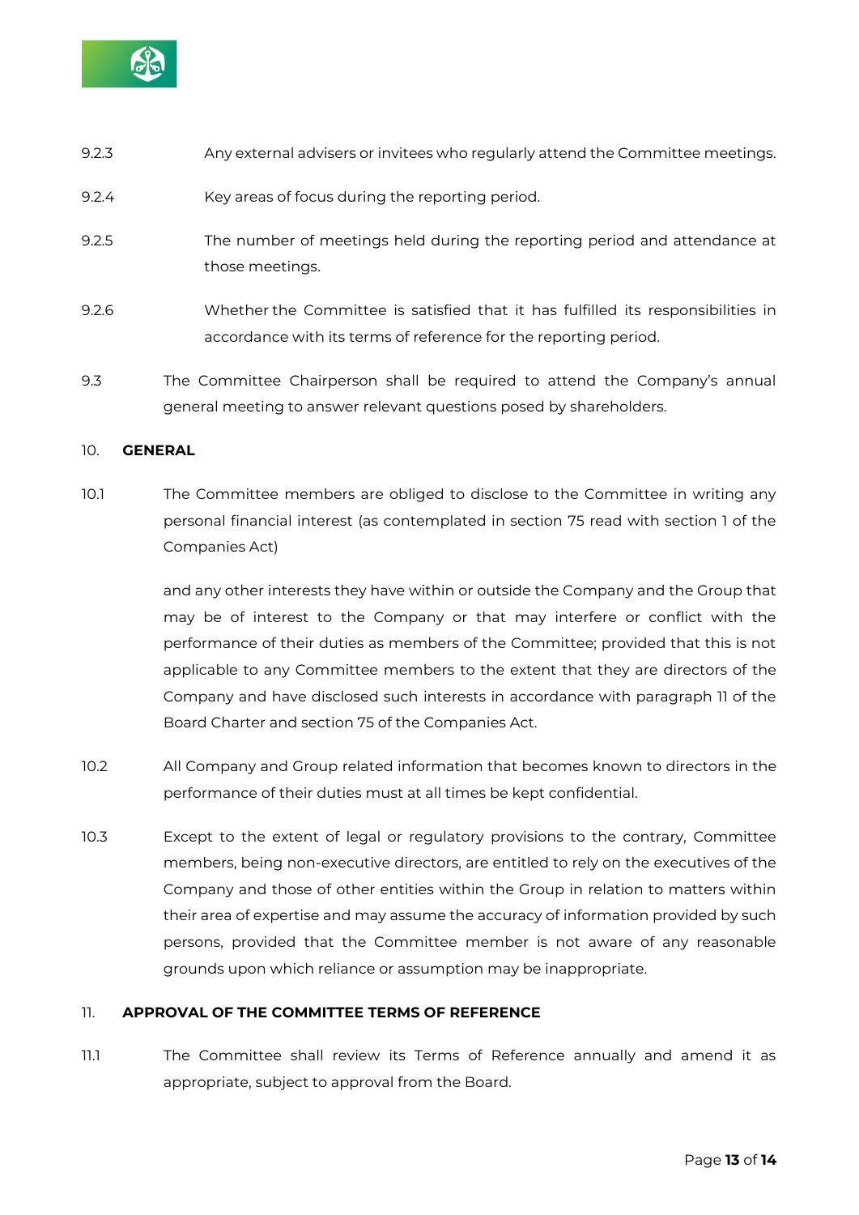9.2.3 Any external advisers or invitees who regularly attend the Committee meetings.

9.2.4 Key areas of focus during the reporting period.

9.2.5 The number of meetings held during the reporting period and attendance at those meetings.

9.2.6 Whether the Committee is satisfied that it has fulfilled its responsibilities in accordance with its terms of reference for the reporting period.

9.3 The Committee Chairperson shall be required to attend the Company's annual general meeting to answer relevant questions posed by shareholders.

## 10. GENERAL

10.1 The Committee members are obliged to disclose to the Committee in writing any personal financial interest (as contemplated in section 75 read with section 1 of the Companies Act)

and any other interests they have within or outside the Company and the Group that may be of interest to the Company or that may interfere or conflict with the performance of their duties as members of the Committee; provided that this is not applicable to any Committee members to the extent that they are directors of the Company and have disclosed such interests in accordance with paragraph 11 of the Board Charter and section 75 of the Companies Act.

10.2 All Company and Group related information that becomes known to directors in the performance of their duties must at all times be kept confidential.

10.3 Except to the extent of legal or regulatory provisions to the contrary, Committee members, being non-executive directors, are entitled to rely on the executives of the Company and those of other entities within the Group in relation to matters within their area of expertise and may assume the accuracy of information provided by such persons, provided that the Committee member is not aware of any reasonable grounds upon which reliance or assumption may be inappropriate.

## 11. APPROVAL OF THE COMMITTEE TERMS OF REFERENCE

11.1 The Committee shall review its Terms of Reference annually and amend it as appropriate, subject to approval from the Board.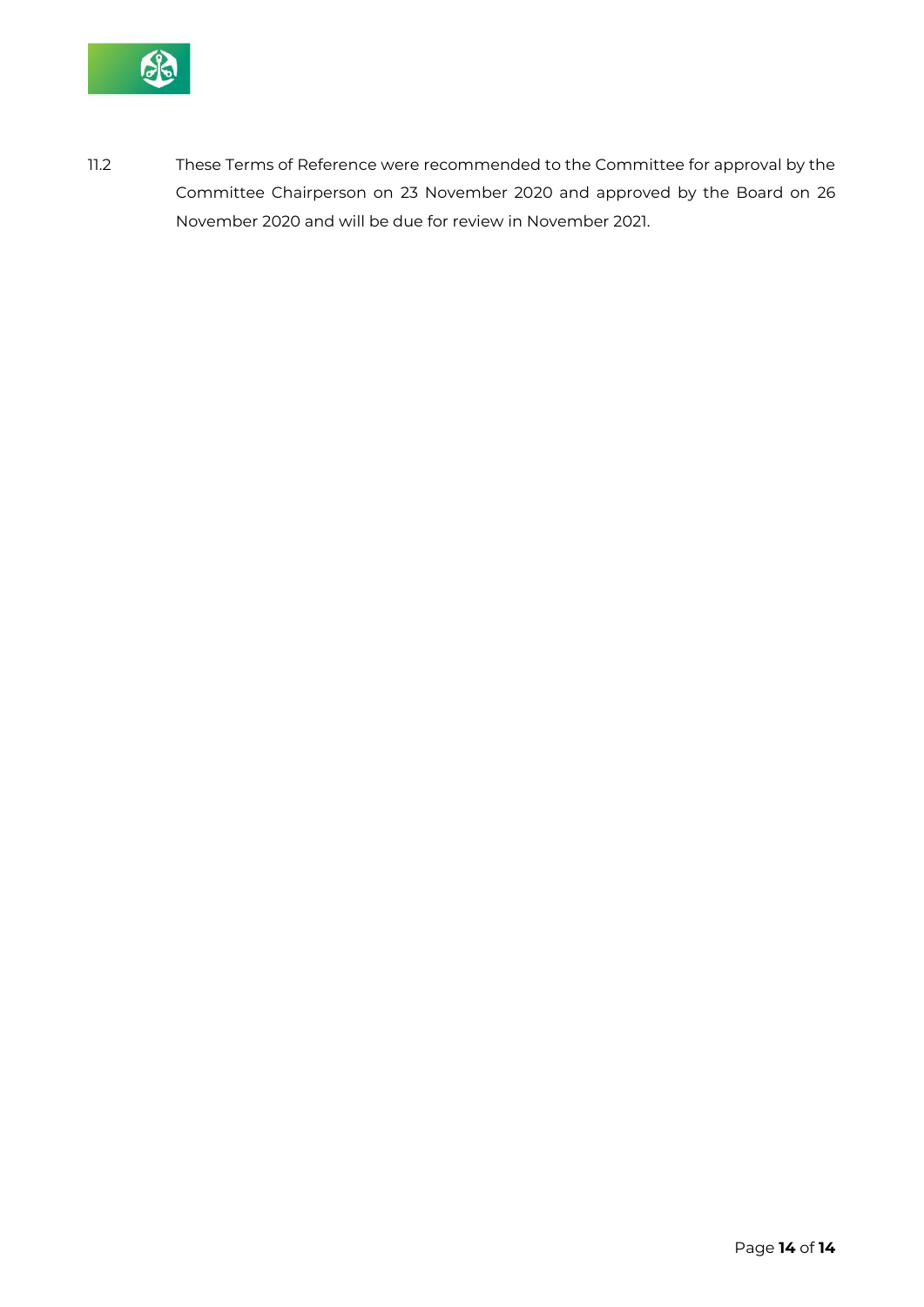11.2 These Terms of Reference were recommended to the Committee for approval by the Committee Chairperson on 23 November 2020 and approved by the Board on 26 November 2020 and will be due for review in November 2021.